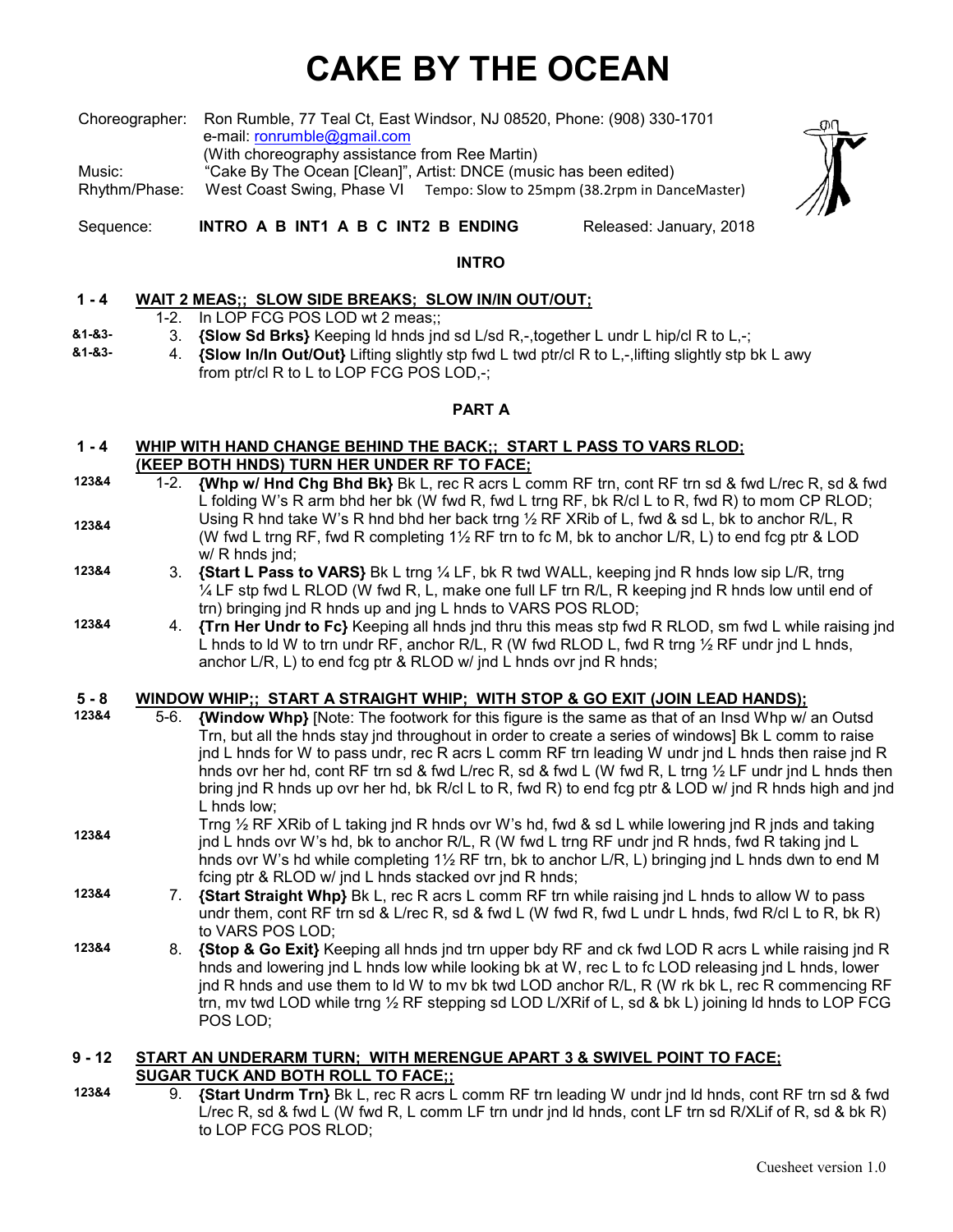# CAKE BY THE OCEAN

Choreographer: Ron Rumble, 77 Teal Ct, East Windsor, NJ 08520, Phone: (908) 330-1701
e-mail: ronrumble@gmail.com
(With choreography assistance from Ree Martin)
Music: "Cake By The Ocean [Clean]", Artist: DNCE (music has been edited)
Rhythm/Phase: West Coast Swing, Phase VI Tempo: Slow to 25mpm (38.2rpm in DanceMaster)

Sequence: **INTRO A B INT1 A B C INT2 B ENDING** Released: January, 2018

## INTRO

**1 - 4 WAIT 2 MEAS;; SLOW SIDE BREAKS; SLOW IN/IN OUT/OUT;**

1-2. In LOP FCG POS LOD wt 2 meas;;

&1-&3- 3. **{Slow Sd Brks}** Keeping ld hnds jnd sd L/sd R,-,together L undr L hip/cl R to L,-;

&1-&3- 4. **{Slow In/In Out/Out}** Lifting slightly stp fwd L twd ptr/cl R to L,-,lifting slightly stp bk L awy from ptr/cl R to L to LOP FCG POS LOD,-;

## PART A

**1 - 4 WHIP WITH HAND CHANGE BEHIND THE BACK;; START L PASS TO VARS RLOD; (KEEP BOTH HNDS) TURN HER UNDER RF TO FACE;**

123&4 1-2. **{Whp w/ Hnd Chg Bhd Bk}** Bk L, rec R acrs L comm RF trn, cont RF trn sd & fwd L/rec R, sd & fwd L folding W's R arm bhd her bk (W fwd R, fwd L trng RF, bk R/cl L to R, fwd R) to mom CP RLOD;

123&4 Using R hnd take W's R hnd bhd her back trng ½ RF XRib of L, fwd & sd L, bk to anchor R/L, R (W fwd L trng RF, fwd R completing 1½ RF trn to fc M, bk to anchor L/R, L) to end fcg ptr & LOD w/ R hnds jnd;

123&4 3. **{Start L Pass to VARS}** Bk L trng ¼ LF, bk R twd WALL, keeping jnd R hnds low sip L/R, trng ¼ LF stp fwd L RLOD (W fwd R, L, make one full LF trn R/L, R keeping jnd R hnds low until end of trn) bringing jnd R hnds up and jng L hnds to VARS POS RLOD;

123&4 4. **{Trn Her Undr to Fc}** Keeping all hnds jnd thru this meas stp fwd R RLOD, sm fwd L while raising jnd L hnds to ld W to trn undr RF, anchor R/L, R (W fwd RLOD L, fwd R trng ½ RF undr jnd L hnds, anchor L/R, L) to end fcg ptr & RLOD w/ jnd L hnds ovr jnd R hnds;

**5 - 8 WINDOW WHIP;; START A STRAIGHT WHIP; WITH STOP & GO EXIT (JOIN LEAD HANDS);**

123&4 5-6. **{Window Whp}** [Note: The footwork for this figure is the same as that of an Insd Whp w/ an Outsd Trn, but all the hnds stay jnd throughout in order to create a series of windows] Bk L comm to raise jnd L hnds for W to pass undr, rec R acrs L comm RF trn leading W undr jnd L hnds then raise jnd R hnds ovr her hd, cont RF trn sd & fwd L/rec R, sd & fwd L (W fwd R, L trng ½ LF undr jnd L hnds then bring jnd R hnds up ovr her hd, bk R/cl L to R, fwd R) to end fcg ptr & LOD w/ jnd R hnds high and jnd L hnds low;

123&4 Trng ½ RF XRib of L taking jnd R hnds ovr W's hd, fwd & sd L while lowering jnd R jnds and taking jnd L hnds ovr W's hd, bk to anchor R/L, R (W fwd L trng RF undr jnd R hnds, fwd R taking jnd L hnds ovr W's hd while completing 1½ RF trn, bk to anchor L/R, L) bringing jnd L hnds dwn to end M fcing ptr & RLOD w/ jnd L hnds stacked ovr jnd R hnds;

123&4 7. **{Start Straight Whp}** Bk L, rec R acrs L comm RF trn while raising jnd L hnds to allow W to pass undr them, cont RF trn sd & L/rec R, sd & fwd L (W fwd R, fwd L undr L hnds, fwd R/cl L to R, bk R) to VARS POS LOD;

123&4 8. **{Stop & Go Exit}** Keeping all hnds jnd trn upper bdy RF and ck fwd LOD R acrs L while raising jnd R hnds and lowering jnd L hnds low while looking bk at W, rec L to fc LOD releasing jnd L hnds, lower jnd R hnds and use them to ld W to mv bk twd LOD anchor R/L, R (W rk bk L, rec R commencing RF trn, mv twd LOD while trng ½ RF stepping sd LOD L/XRif of L, sd & bk L) joining ld hnds to LOP FCG POS LOD;

**9 - 12 START AN UNDERARM TURN; WITH MERENGUE APART 3 & SWIVEL POINT TO FACE; SUGAR TUCK AND BOTH ROLL TO FACE;;**

123&4 9. **{Start Undrm Trn}** Bk L, rec R acrs L comm RF trn leading W undr jnd ld hnds, cont RF trn sd & fwd L/rec R, sd & fwd L (W fwd R, L comm LF trn undr jnd ld hnds, cont LF trn sd R/XLif of R, sd & bk R) to LOP FCG POS RLOD;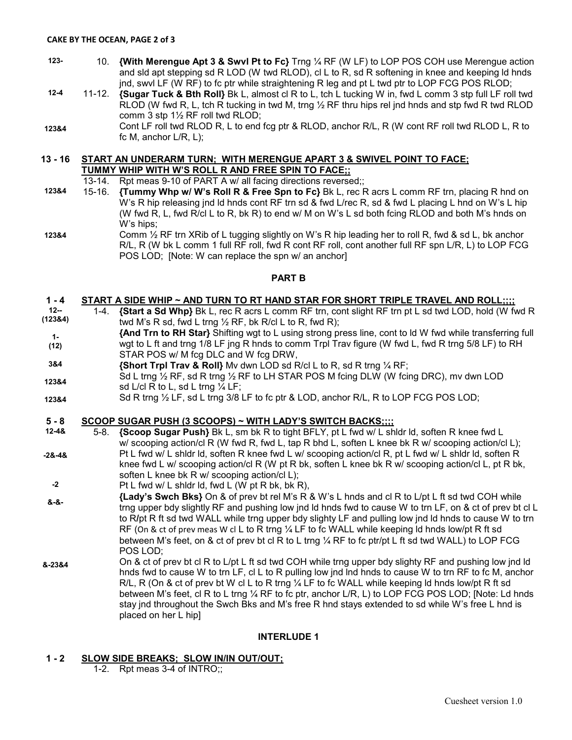123- 10. **{With Merengue Apt 3 & Swvl Pt to Fc}** Trng ¼ RF (W LF) to LOP POS COH use Merengue action and sld apt stepping sd R LOD (W twd RLOD), cl L to R, sd R softening in knee and keeping ld hnds jnd, swvl LF (W RF) to fc ptr while straightening R leg and pt L twd ptr to LOP FCG POS RLOD;

12-4 11-12. **{Sugar Tuck & Bth Roll}** Bk L, almost cl R to L, tch L tucking W in, fwd L comm 3 stp full LF roll twd RLOD (W fwd R, L, tch R tucking in twd M, trng ½ RF thru hips rel jnd hnds and stp fwd R twd RLOD comm 3 stp 1½ RF roll twd RLOD;

123&4 Cont LF roll twd RLOD R, L to end fcg ptr & RLOD, anchor R/L, R (W cont RF roll twd RLOD L, R to fc M, anchor L/R, L);

## 13 - 16 START AN UNDERARM TURN; WITH MERENGUE APART 3 & SWIVEL POINT TO FACE; TUMMY WHIP WITH W'S ROLL R AND FREE SPIN TO FACE;;

13-14. Rpt meas 9-10 of PART A w/ all facing directions reversed;;

123&4 15-16. **{Tummy Whp w/ W's Roll R & Free Spn to Fc}** Bk L, rec R acrs L comm RF trn, placing R hnd on W's R hip releasing jnd ld hnds cont RF trn sd & fwd L/rec R, sd & fwd L placing L hnd on W's L hip (W fwd R, L, fwd R/cl L to R, bk R) to end w/ M on W's L sd both fcing RLOD and both M's hnds on W's hips;

123&4 Comm ½ RF trn XRib of L tugging slightly on W's R hip leading her to roll R, fwd & sd L, bk anchor R/L, R (W bk L comm 1 full RF roll, fwd R cont RF roll, cont another full RF spn L/R, L) to LOP FCG POS LOD; [Note: W can replace the spn w/ an anchor]

## PART B

## 1 - 4 START A SIDE WHIP ~ AND TURN TO RT HAND STAR FOR SHORT TRIPLE TRAVEL AND ROLL;;;;

12-- (123&4) 1-4. **{Start a Sd Whp}** Bk L, rec R acrs L comm RF trn, cont slight RF trn pt L sd twd LOD, hold (W fwd R twd M's R sd, fwd L trng ½ RF, bk R/cl L to R, fwd R);

1- (12) **{And Trn to RH Star}** Shifting wgt to L using strong press line, cont to ld W fwd while transferring full wgt to L ft and trng 1/8 LF jng R hnds to comm Trpl Trav figure (W fwd L, fwd R trng 5/8 LF) to RH STAR POS w/ M fcg DLC and W fcg DRW,

3&4 **{Short Trpl Trav & Roll}** Mv dwn LOD sd R/cl L to R, sd R trng ¼ RF;

123&4 Sd L trng ½ RF, sd R trng ½ RF to LH STAR POS M fcing DLW (W fcing DRC), mv dwn LOD sd L/cl R to L, sd L trng ¼ LF;

123&4 Sd R trng ½ LF, sd L trng 3/8 LF to fc ptr & LOD, anchor R/L, R to LOP FCG POS LOD;

## 5 - 8 SCOOP SUGAR PUSH (3 SCOOPS) ~ WITH LADY'S SWITCH BACKS;;;;

12-4& 5-8. **{Scoop Sugar Push}** Bk L, sm bk R to tight BFLY, pt L fwd w/ L shldr ld, soften R knee fwd L w/ scooping action/cl R (W fwd R, fwd L, tap R bhd L, soften L knee bk R w/ scooping action/cl L);

-2&-4& Pt L fwd w/ L shldr ld, soften R knee fwd L w/ scooping action/cl R, pt L fwd w/ L shldr ld, soften R knee fwd L w/ scooping action/cl R (W pt R bk, soften L knee bk R w/ scooping action/cl L, pt R bk, soften L knee bk R w/ scooping action/cl L);

-2 Pt L fwd w/ L shldr ld, fwd L (W pt R bk, bk R),

&-&- **{Lady's Swch Bks}** On & of prev bt rel M's R & W's L hnds and cl R to L/pt L ft sd twd COH while trng upper bdy slightly RF and pushing low jnd ld hnds fwd to cause W to trn LF, on & ct of prev bt cl L to R/pt R ft sd twd WALL while trng upper bdy slighty LF and pulling low jnd ld hnds to cause W to trn RF (On & ct of prev meas W cl L to R trng ¼ LF to fc WALL while keeping ld hnds low/pt R ft sd between M's feet, on & ct of prev bt cl R to L trng ¼ RF to fc ptr/pt L ft sd twd WALL) to LOP FCG POS LOD;

&-23&4 On & ct of prev bt cl R to L/pt L ft sd twd COH while trng upper bdy slighty RF and pushing low jnd ld hnds fwd to cause W to trn LF, cl L to R pulling low jnd lnd hnds to cause W to trn RF to fc M, anchor R/L, R (On & ct of prev bt W cl L to R trng ¼ LF to fc WALL while keeping ld hnds low/pt R ft sd between M's feet, cl R to L trng ¼ RF to fc ptr, anchor L/R, L) to LOP FCG POS LOD; [Note: Ld hnds stay jnd throughout the Swch Bks and M's free R hnd stays extended to sd while W's free L hnd is placed on her L hip]

## INTERLUDE 1

## 1 - 2 SLOW SIDE BREAKS; SLOW IN/IN OUT/OUT;

1-2. Rpt meas 3-4 of INTRO;;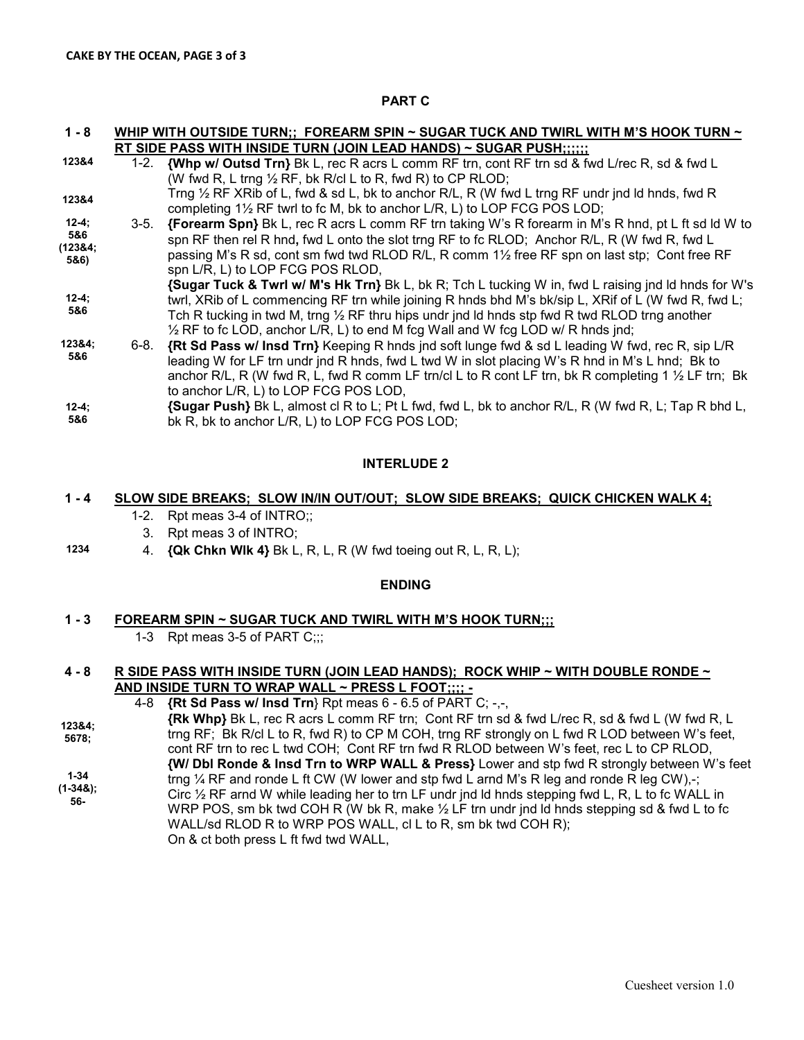## PART C

**1 - 8 WHIP WITH OUTSIDE TURN;; FOREARM SPIN ~ SUGAR TUCK AND TWIRL WITH M'S HOOK TURN ~ RT SIDE PASS WITH INSIDE TURN (JOIN LEAD HANDS) ~ SUGAR PUSH;;;;;;**

123&4
123&4

1-2. **{Whp w/ Outsd Trn}** Bk L, rec R acrs L comm RF trn, cont RF trn sd & fwd L/rec R, sd & fwd L (W fwd R, L trng ½ RF, bk R/cl L to R, fwd R) to CP RLOD;
Trng ½ RF XRib of L, fwd & sd L, bk to anchor R/L, R (W fwd L trng RF undr jnd ld hnds, fwd R completing 1½ RF twrl to fc M, bk to anchor L/R, L) to LOP FCG POS LOD;

12-4; 5&6 (123&4; 5&6)

3-5. **{Forearm Spn}** Bk L, rec R acrs L comm RF trn taking W's R forearm in M's R hnd, pt L ft sd ld W to spn RF then rel R hnd, fwd L onto the slot trng RF to fc RLOD; Anchor R/L, R (W fwd R, fwd L passing M's R sd, cont sm fwd twd RLOD R/L, R comm 1½ free RF spn on last stp; Cont free RF spn L/R, L) to LOP FCG POS RLOD,

12-4; 5&6

**{Sugar Tuck & Twrl w/ M's Hk Trn}** Bk L, bk R; Tch L tucking W in, fwd L raising jnd ld hnds for W's twrl, XRib of L commencing RF trn while joining R hnds bhd M's bk/sip L, XRif of L (W fwd R, fwd L; Tch R tucking in twd M, trng ½ RF thru hips undr jnd ld hnds stp fwd R twd RLOD trng another ½ RF to fc LOD, anchor L/R, L) to end M fcg Wall and W fcg LOD w/ R hnds jnd;

123&4; 5&6

6-8. **{Rt Sd Pass w/ Insd Trn}** Keeping R hnds jnd soft lunge fwd & sd L leading W fwd, rec R, sip L/R leading W for LF trn undr jnd R hnds, fwd L twd W in slot placing W's R hnd in M's L hnd; Bk to anchor R/L, R (W fwd R, L, fwd R comm LF trn/cl L to R cont LF trn, bk R completing 1 ½ LF trn; Bk to anchor L/R, L) to LOP FCG POS LOD,

12-4; 5&6

**{Sugar Push}** Bk L, almost cl R to L; Pt L fwd, fwd L, bk to anchor R/L, R (W fwd R, L; Tap R bhd L, bk R, bk to anchor L/R, L) to LOP FCG POS LOD;

## INTERLUDE 2

**1 - 4 SLOW SIDE BREAKS; SLOW IN/IN OUT/OUT; SLOW SIDE BREAKS; QUICK CHICKEN WALK 4;**

1-2. Rpt meas 3-4 of INTRO;;
3. Rpt meas 3 of INTRO;

1234

4. **{Qk Chkn Wlk 4}** Bk L, R, L, R (W fwd toeing out R, L, R, L);

## ENDING

**1 - 3 FOREARM SPIN ~ SUGAR TUCK AND TWIRL WITH M'S HOOK TURN;;;**

1-3 Rpt meas 3-5 of PART C;;;

**4 - 8 R SIDE PASS WITH INSIDE TURN (JOIN LEAD HANDS); ROCK WHIP ~ WITH DOUBLE RONDE ~ AND INSIDE TURN TO WRAP WALL ~ PRESS L FOOT;;;; -**

4-8 **{Rt Sd Pass w/ Insd Trn}** Rpt meas 6 - 6.5 of PART C; -,-,

123&4; 5678;

**{Rk Whp}** Bk L, rec R acrs L comm RF trn; Cont RF trn sd & fwd L/rec R, sd & fwd L (W fwd R, L trng RF; Bk R/cl L to R, fwd R) to CP M COH, trng RF strongly on L fwd R LOD between W's feet, cont RF trn to rec L twd COH; Cont RF trn fwd R RLOD between W's feet, rec L to CP RLOD,

1-34 (1-34&); 56-

**{W/ Dbl Ronde & Insd Trn to WRP WALL & Press}** Lower and stp fwd R strongly between W's feet trng ¼ RF and ronde L ft CW (W lower and stp fwd L arnd M's R leg and ronde R leg CW),-; Circ ½ RF arnd W while leading her to trn LF undr jnd ld hnds stepping fwd L, R, L to fc WALL in WRP POS, sm bk twd COH R (W bk R, make ½ LF trn undr jnd ld hnds stepping sd & fwd L to fc WALL/sd RLOD R to WRP POS WALL, cl L to R, sm bk twd COH R);
On & ct both press L ft fwd twd WALL,

Cuesheet version 1.0